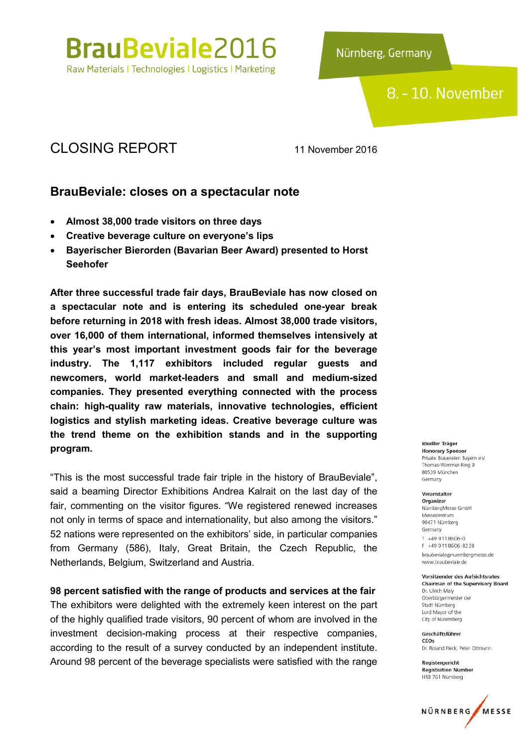# BrauBeviale2016

Raw Materials | Technologies | Logistics | Marketing

Nürnberg, Germany

8. - 10. November

## CLOSING REPORT

11 November 2016

### BrauBeviale: closes on a spectacular note

- **Almost 38,000 trade visitors on three days**
- **Creative beverage culture on everyone's lips**
- **Bayerischer Bierorden (Bavarian Beer Award) presented to Horst Seehofer**

**After three successful trade fair days, BrauBeviale has now closed on a spectacular note and is entering its scheduled one-year break before returning in 2018 with fresh ideas. Almost 38,000 trade visitors, over 16,000 of them international, informed themselves intensively at this year's most important investment goods fair for the beverage industry. The 1,117 exhibitors included regular guests and newcomers, world market-leaders and small and medium-sized companies. They presented everything connected with the process chain: high-quality raw materials, innovative technologies, efficient logistics and stylish marketing ideas. Creative beverage culture was the trend theme on the exhibition stands and in the supporting program.**

"This is the most successful trade fair triple in the history of BrauBeviale", said a beaming Director Exhibitions Andrea Kalrait on the last day of the fair, commenting on the visitor figures. "We registered renewed increases not only in terms of space and internationality, but also among the visitors." 52 nations were represented on the exhibitors' side, in particular companies from Germany (586), Italy, Great Britain, the Czech Republic, the Netherlands, Belgium, Switzerland and Austria.

**98 percent satisfied with the range of products and services at the fair**

The exhibitors were delighted with the extremely keen interest on the part of the highly qualified trade visitors, 90 percent of whom are involved in the investment decision-making process at their respective companies, according to the result of a survey conducted by an independent institute. Around 98 percent of the beverage specialists were satisfied with the range

**Ideeller Träger**
**Honorary Sponsor**
Private Brauereien Bayern e.V.
Thomas-Wimmer-Ring 9
80539 München
Germany

**Veranstalter**
**Organizer**
NürnbergMesse GmbH
Messezentrum
90471 Nürnberg
Germany
T +49 9118606-0
F +49 9118606-8228
braubeviale@nuernbergmesse.de
www.braubeviale.de

**Vorsitzender des Aufsichtsrates**
**Chairman of the Supervisory Board**
Dr. Ulrich Maly
Oberbürgermeister der
Stadt Nürnberg
Lord Mayor of the
City of Nuremberg

**Geschäftsführer**
**CEOs**
Dr. Roland Fleck, Peter Ottmann

**Registergericht**
**Registration Number**
HRB 761 Nürnberg

NÜRNBERG MESSE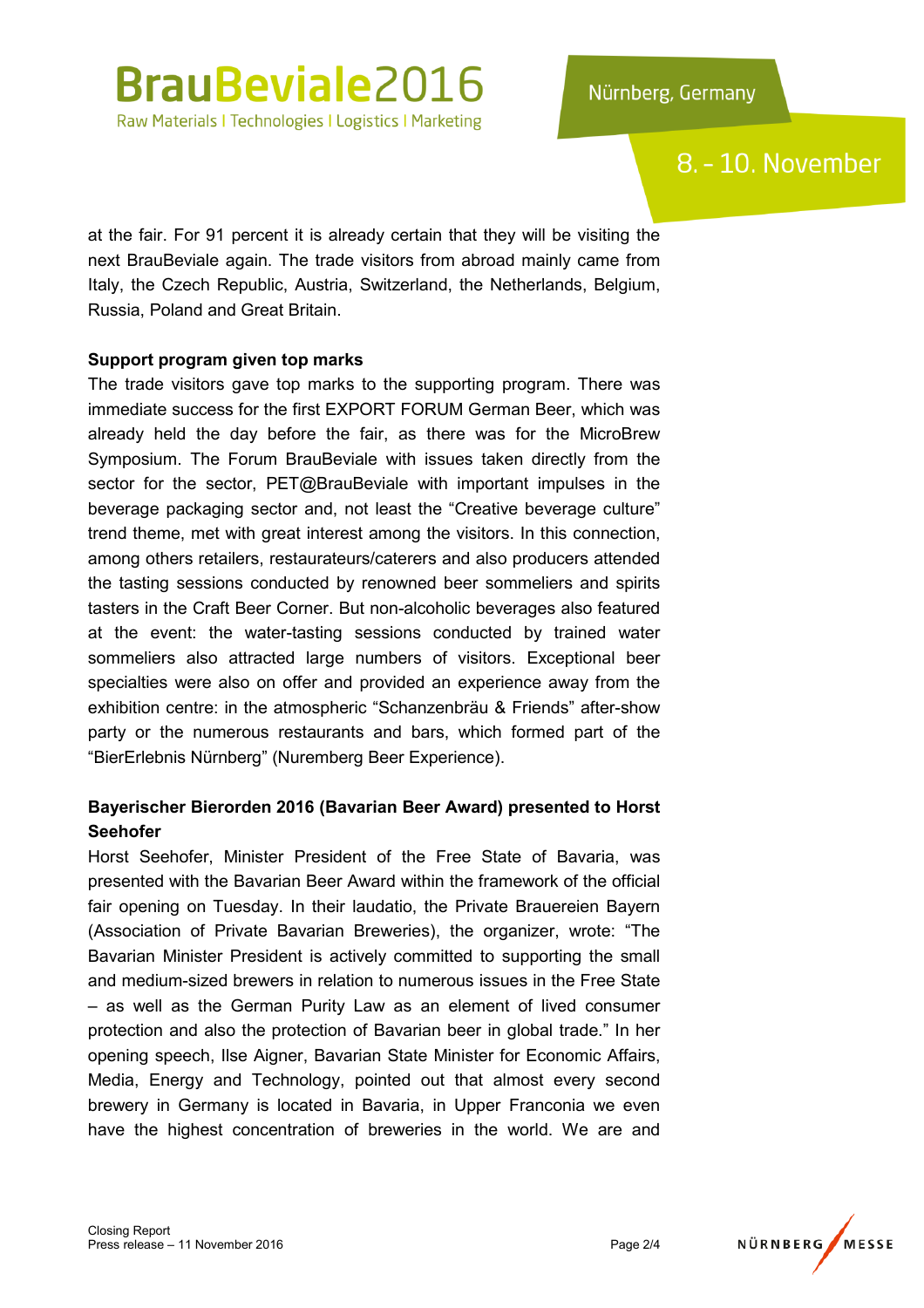at the fair. For 91 percent it is already certain that they will be visiting the next BrauBeviale again. The trade visitors from abroad mainly came from Italy, the Czech Republic, Austria, Switzerland, the Netherlands, Belgium, Russia, Poland and Great Britain.

**Support program given top marks**

The trade visitors gave top marks to the supporting program. There was immediate success for the first EXPORT FORUM German Beer, which was already held the day before the fair, as there was for the MicroBrew Symposium. The Forum BrauBeviale with issues taken directly from the sector for the sector, PET@BrauBeviale with important impulses in the beverage packaging sector and, not least the “Creative beverage culture” trend theme, met with great interest among the visitors. In this connection, among others retailers, restaurateurs/caterers and also producers attended the tasting sessions conducted by renowned beer sommeliers and spirits tasters in the Craft Beer Corner. But non-alcoholic beverages also featured at the event: the water-tasting sessions conducted by trained water sommeliers also attracted large numbers of visitors. Exceptional beer specialties were also on offer and provided an experience away from the exhibition centre: in the atmospheric “Schanzenbräu & Friends” after-show party or the numerous restaurants and bars, which formed part of the “BierErlebnis Nürnberg” (Nuremberg Beer Experience).

**Bayerischer Bierorden 2016 (Bavarian Beer Award) presented to Horst Seehofer**

Horst Seehofer, Minister President of the Free State of Bavaria, was presented with the Bavarian Beer Award within the framework of the official fair opening on Tuesday. In their laudatio, the Private Brauereien Bayern (Association of Private Bavarian Breweries), the organizer, wrote: “The Bavarian Minister President is actively committed to supporting the small and medium-sized brewers in relation to numerous issues in the Free State – as well as the German Purity Law as an element of lived consumer protection and also the protection of Bavarian beer in global trade.” In her opening speech, Ilse Aigner, Bavarian State Minister for Economic Affairs, Media, Energy and Technology, pointed out that almost every second brewery in Germany is located in Bavaria, in Upper Franconia we even have the highest concentration of breweries in the world. We are and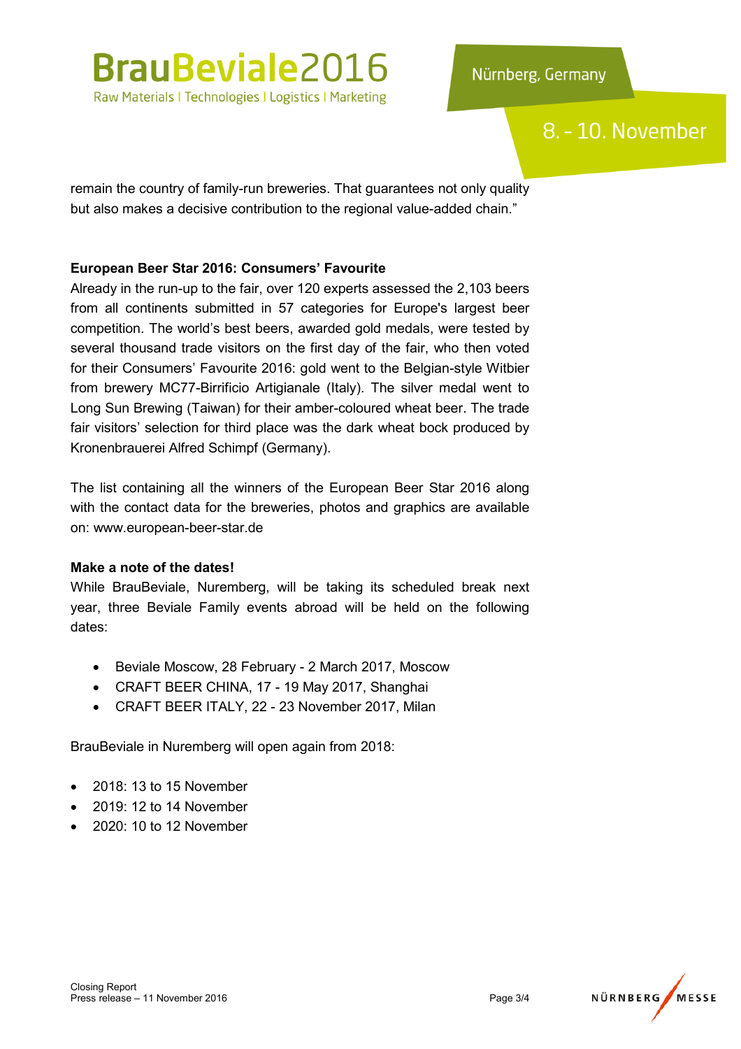remain the country of family-run breweries. That guarantees not only quality but also makes a decisive contribution to the regional value-added chain."

**European Beer Star 2016: Consumers' Favourite**

Already in the run-up to the fair, over 120 experts assessed the 2,103 beers from all continents submitted in 57 categories for Europe's largest beer competition. The world's best beers, awarded gold medals, were tested by several thousand trade visitors on the first day of the fair, who then voted for their Consumers' Favourite 2016: gold went to the Belgian-style Witbier from brewery MC77-Birrificio Artigianale (Italy). The silver medal went to Long Sun Brewing (Taiwan) for their amber-coloured wheat beer. The trade fair visitors' selection for third place was the dark wheat bock produced by Kronenbrauerei Alfred Schimpf (Germany).

The list containing all the winners of the European Beer Star 2016 along with the contact data for the breweries, photos and graphics are available on: www.european-beer-star.de

**Make a note of the dates!**

While BrauBeviale, Nuremberg, will be taking its scheduled break next year, three Beviale Family events abroad will be held on the following dates:

- Beviale Moscow, 28 February - 2 March 2017, Moscow
- CRAFT BEER CHINA, 17 - 19 May 2017, Shanghai
- CRAFT BEER ITALY, 22 - 23 November 2017, Milan

BrauBeviale in Nuremberg will open again from 2018:

- 2018: 13 to 15 November
- 2019: 12 to 14 November
- 2020: 10 to 12 November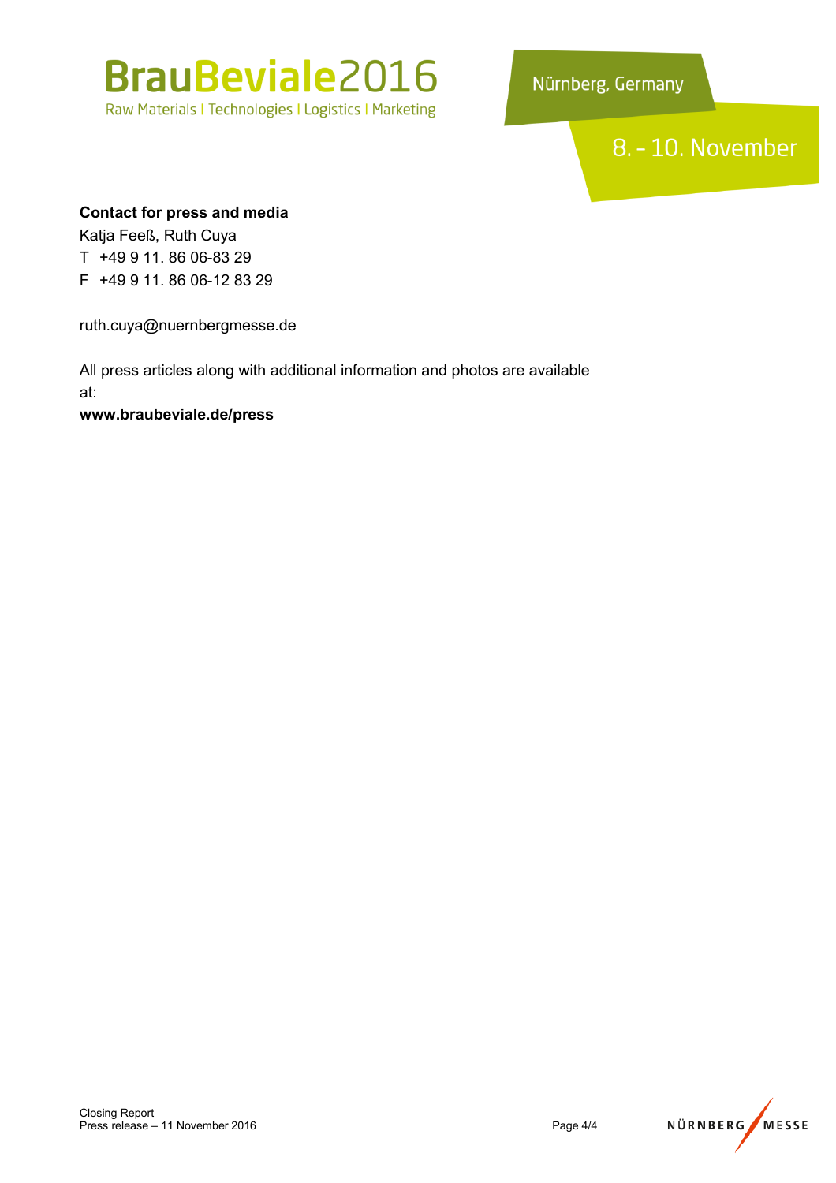**Contact for press and media**
Katja Feeß, Ruth Cuya
T +49 9 11. 86 06-83 29
F +49 9 11. 86 06-12 83 29

ruth.cuya@nuernbergmesse.de

All press articles along with additional information and photos are available at:
**www.braubeviale.de/press**